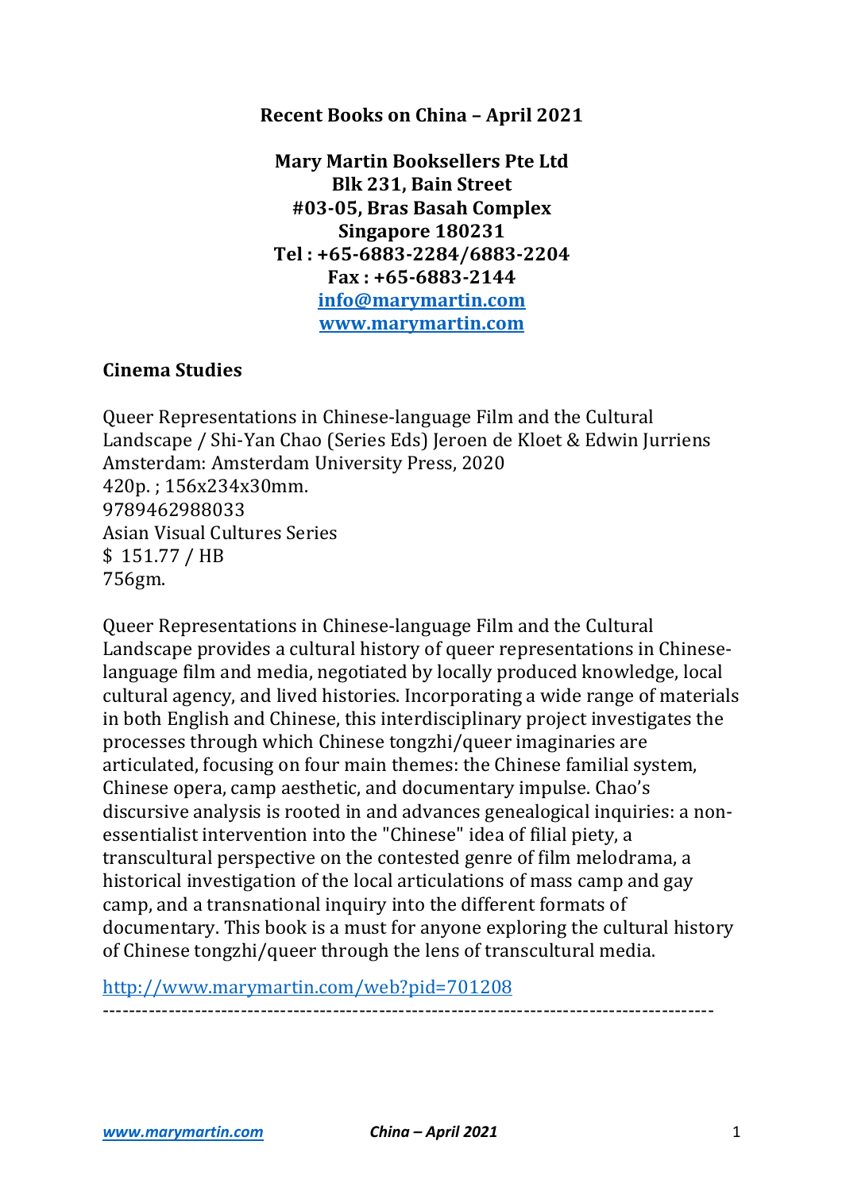**Recent Books on China – April 2021**

**Mary Martin Booksellers Pte Ltd**
**Blk 231, Bain Street**
**#03-05, Bras Basah Complex**
**Singapore 180231**
**Tel : +65-6883-2284/6883-2204**
**Fax : +65-6883-2144**
**info@marymartin.com**
**www.marymartin.com**

## Cinema Studies

Queer Representations in Chinese-language Film and the Cultural Landscape / Shi-Yan Chao (Series Eds) Jeroen de Kloet & Edwin Jurriens
Amsterdam: Amsterdam University Press, 2020
420p. ; 156x234x30mm.
9789462988033
Asian Visual Cultures Series
$ 151.77 / HB
756gm.

Queer Representations in Chinese-language Film and the Cultural Landscape provides a cultural history of queer representations in Chinese-language film and media, negotiated by locally produced knowledge, local cultural agency, and lived histories. Incorporating a wide range of materials in both English and Chinese, this interdisciplinary project investigates the processes through which Chinese tongzhi/queer imaginaries are articulated, focusing on four main themes: the Chinese familial system, Chinese opera, camp aesthetic, and documentary impulse. Chao's discursive analysis is rooted in and advances genealogical inquiries: a non-essentialist intervention into the "Chinese" idea of filial piety, a transcultural perspective on the contested genre of film melodrama, a historical investigation of the local articulations of mass camp and gay camp, and a transnational inquiry into the different formats of documentary. This book is a must for anyone exploring the cultural history of Chinese tongzhi/queer through the lens of transcultural media.

http://www.marymartin.com/web?pid=701208

------------------------------------------------------------------------------------------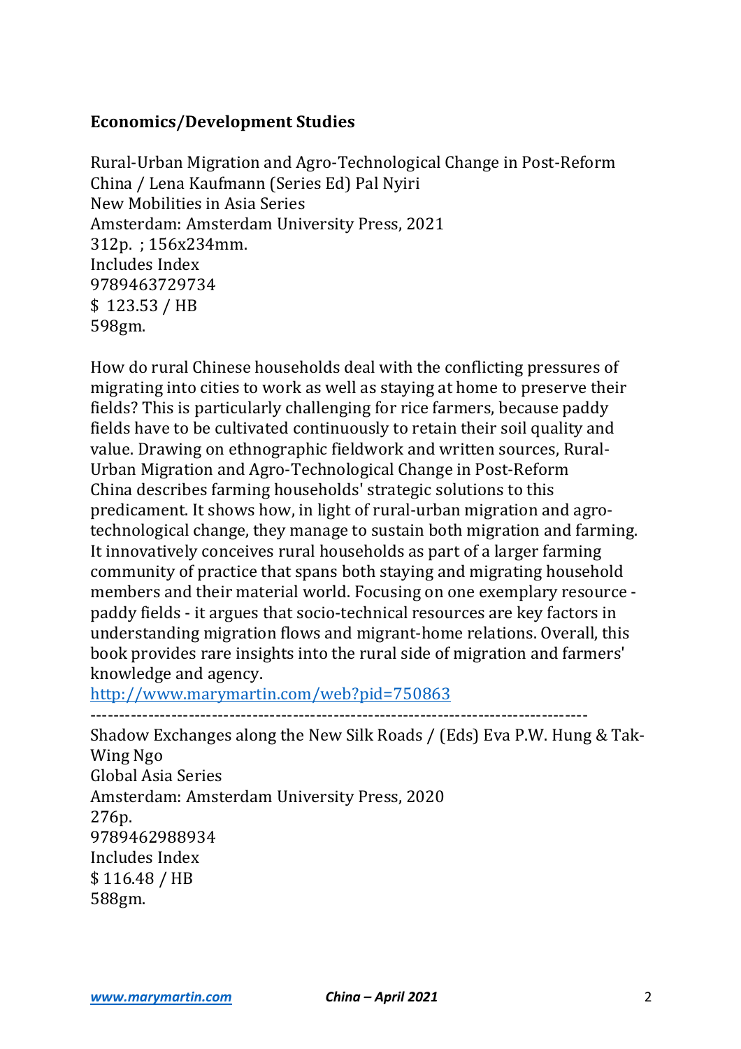**Economics/Development Studies**

Rural-Urban Migration and Agro-Technological Change in Post-Reform China / Lena Kaufmann (Series Ed) Pal Nyiri
New Mobilities in Asia Series
Amsterdam: Amsterdam University Press, 2021
312p. ; 156x234mm.
Includes Index
9789463729734
$ 123.53 / HB
598gm.

How do rural Chinese households deal with the conflicting pressures of migrating into cities to work as well as staying at home to preserve their fields? This is particularly challenging for rice farmers, because paddy fields have to be cultivated continuously to retain their soil quality and value. Drawing on ethnographic fieldwork and written sources, Rural-Urban Migration and Agro-Technological Change in Post-Reform China describes farming households' strategic solutions to this predicament. It shows how, in light of rural-urban migration and agro-technological change, they manage to sustain both migration and farming. It innovatively conceives rural households as part of a larger farming community of practice that spans both staying and migrating household members and their material world. Focusing on one exemplary resource - paddy fields - it argues that socio-technical resources are key factors in understanding migration flows and migrant-home relations. Overall, this book provides rare insights into the rural side of migration and farmers' knowledge and agency.
[http://www.marymartin.com/web?pid=750863](http://www.marymartin.com/web?pid=750863)

---

Shadow Exchanges along the New Silk Roads / (Eds) Eva P.W. Hung & Tak-Wing Ngo
Global Asia Series
Amsterdam: Amsterdam University Press, 2020
276p.
9789462988934
Includes Index
$ 116.48 / HB
588gm.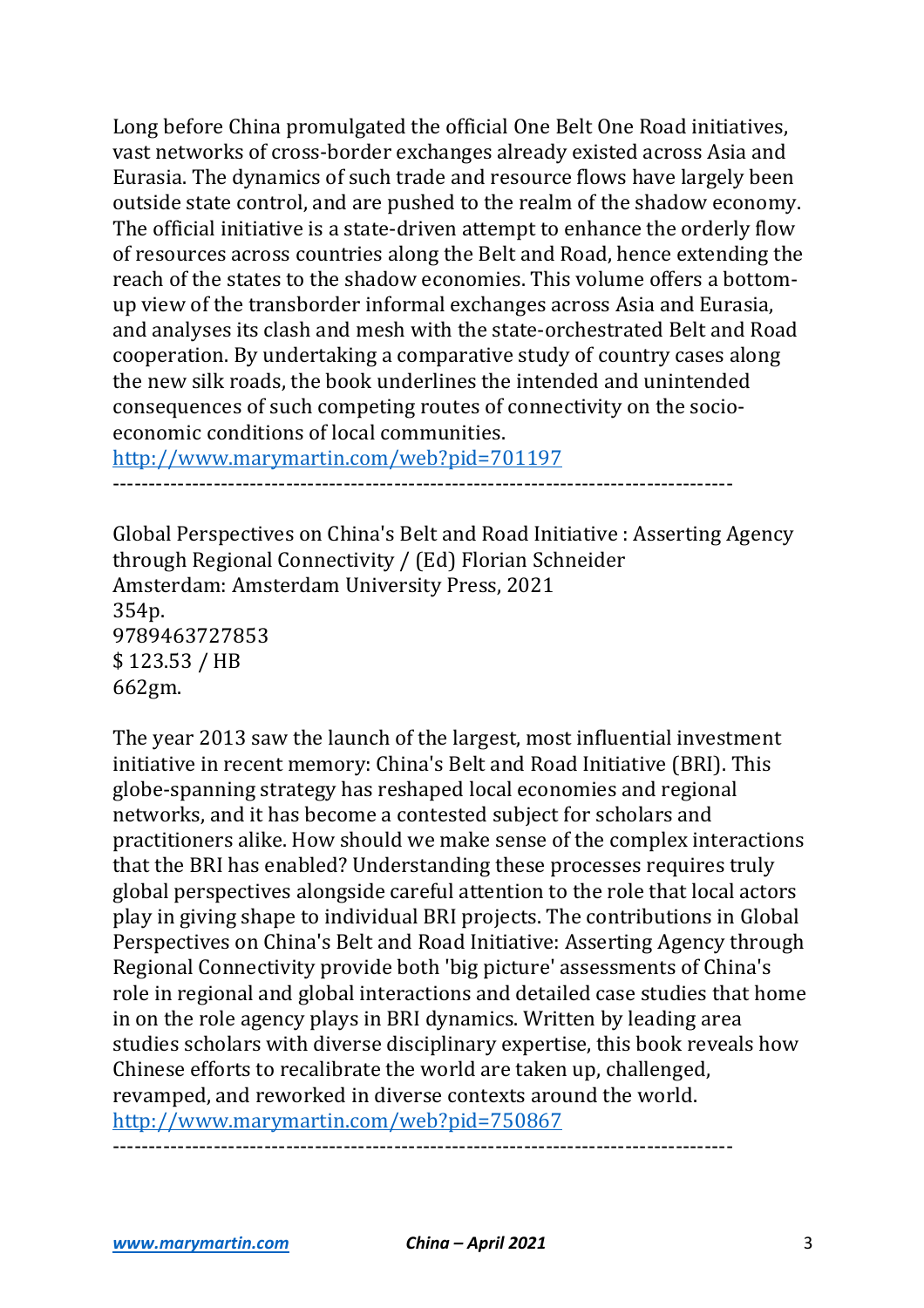Long before China promulgated the official One Belt One Road initiatives, vast networks of cross-border exchanges already existed across Asia and Eurasia. The dynamics of such trade and resource flows have largely been outside state control, and are pushed to the realm of the shadow economy. The official initiative is a state-driven attempt to enhance the orderly flow of resources across countries along the Belt and Road, hence extending the reach of the states to the shadow economies. This volume offers a bottom-up view of the transborder informal exchanges across Asia and Eurasia, and analyses its clash and mesh with the state-orchestrated Belt and Road cooperation. By undertaking a comparative study of country cases along the new silk roads, the book underlines the intended and unintended consequences of such competing routes of connectivity on the socio-economic conditions of local communities.
[http://www.marymartin.com/web?pid=701197](http://www.marymartin.com/web?pid=701197)

---

Global Perspectives on China's Belt and Road Initiative : Asserting Agency through Regional Connectivity / (Ed) Florian Schneider
Amsterdam: Amsterdam University Press, 2021
354p.
9789463727853
$ 123.53 / HB
662gm.

The year 2013 saw the launch of the largest, most influential investment initiative in recent memory: China's Belt and Road Initiative (BRI). This globe-spanning strategy has reshaped local economies and regional networks, and it has become a contested subject for scholars and practitioners alike. How should we make sense of the complex interactions that the BRI has enabled? Understanding these processes requires truly global perspectives alongside careful attention to the role that local actors play in giving shape to individual BRI projects. The contributions in Global Perspectives on China's Belt and Road Initiative: Asserting Agency through Regional Connectivity provide both 'big picture' assessments of China's role in regional and global interactions and detailed case studies that home in on the role agency plays in BRI dynamics. Written by leading area studies scholars with diverse disciplinary expertise, this book reveals how Chinese efforts to recalibrate the world are taken up, challenged, revamped, and reworked in diverse contexts around the world.
[http://www.marymartin.com/web?pid=750867](http://www.marymartin.com/web?pid=750867)

---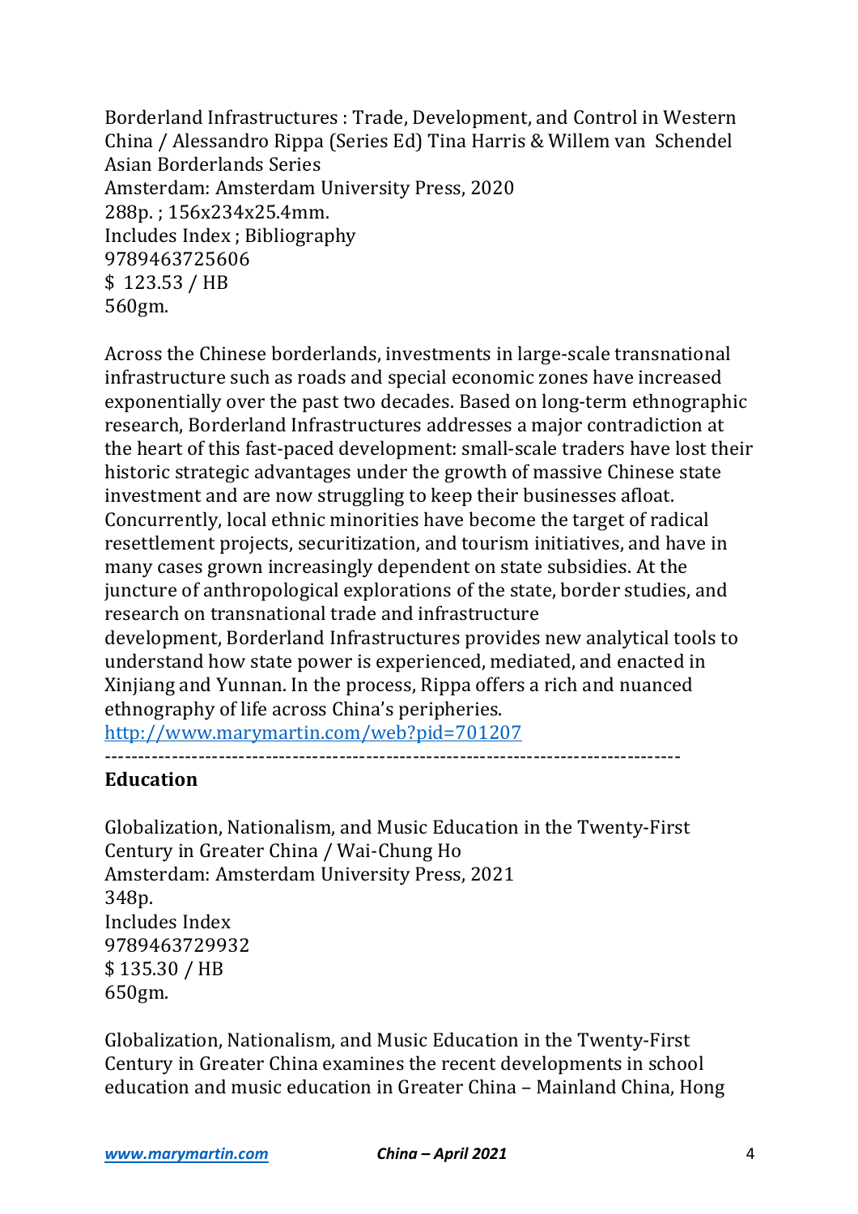Borderland Infrastructures : Trade, Development, and Control in Western China / Alessandro Rippa (Series Ed) Tina Harris & Willem van Schendel
Asian Borderlands Series
Amsterdam: Amsterdam University Press, 2020
288p. ; 156x234x25.4mm.
Includes Index ; Bibliography
9789463725606
$ 123.53 / HB
560gm.

Across the Chinese borderlands, investments in large-scale transnational infrastructure such as roads and special economic zones have increased exponentially over the past two decades. Based on long-term ethnographic research, Borderland Infrastructures addresses a major contradiction at the heart of this fast-paced development: small-scale traders have lost their historic strategic advantages under the growth of massive Chinese state investment and are now struggling to keep their businesses afloat. Concurrently, local ethnic minorities have become the target of radical resettlement projects, securitization, and tourism initiatives, and have in many cases grown increasingly dependent on state subsidies. At the juncture of anthropological explorations of the state, border studies, and research on transnational trade and infrastructure development, Borderland Infrastructures provides new analytical tools to understand how state power is experienced, mediated, and enacted in Xinjiang and Yunnan. In the process, Rippa offers a rich and nuanced ethnography of life across China's peripheries.
http://www.marymartin.com/web?pid=701207

---

**Education**

Globalization, Nationalism, and Music Education in the Twenty-First Century in Greater China / Wai-Chung Ho
Amsterdam: Amsterdam University Press, 2021
348p.
Includes Index
9789463729932
$ 135.30 / HB
650gm.

Globalization, Nationalism, and Music Education in the Twenty-First Century in Greater China examines the recent developments in school education and music education in Greater China – Mainland China, Hong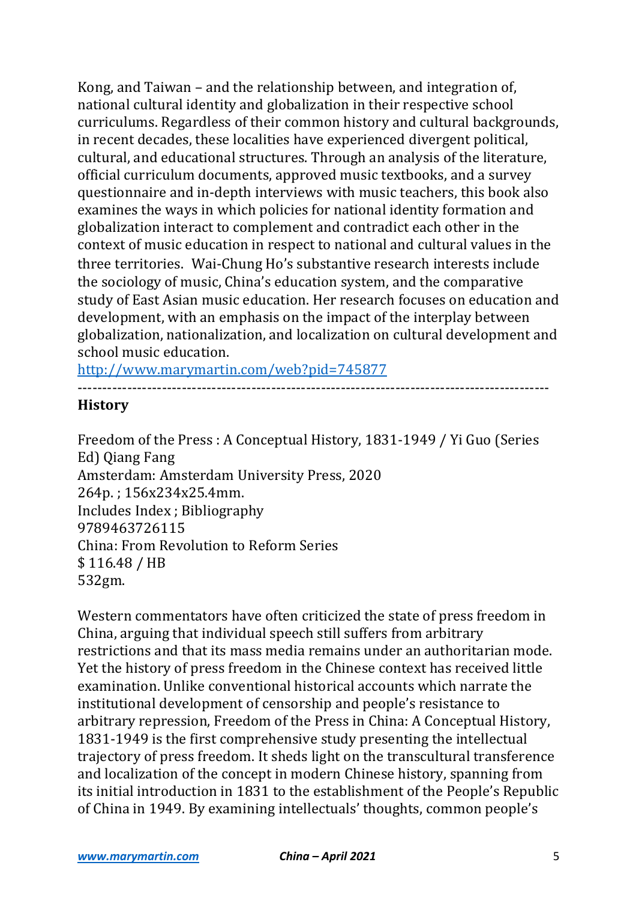Kong, and Taiwan – and the relationship between, and integration of, national cultural identity and globalization in their respective school curriculums. Regardless of their common history and cultural backgrounds, in recent decades, these localities have experienced divergent political, cultural, and educational structures. Through an analysis of the literature, official curriculum documents, approved music textbooks, and a survey questionnaire and in-depth interviews with music teachers, this book also examines the ways in which policies for national identity formation and globalization interact to complement and contradict each other in the context of music education in respect to national and cultural values in the three territories.  Wai-Chung Ho's substantive research interests include the sociology of music, China's education system, and the comparative study of East Asian music education. Her research focuses on education and development, with an emphasis on the impact of the interplay between globalization, nationalization, and localization on cultural development and school music education.
http://www.marymartin.com/web?pid=745877

---

## History

Freedom of the Press : A Conceptual History, 1831-1949 / Yi Guo (Series Ed) Qiang Fang
Amsterdam: Amsterdam University Press, 2020
264p. ; 156x234x25.4mm.
Includes Index ; Bibliography
9789463726115
China: From Revolution to Reform Series
$ 116.48 / HB
532gm.

Western commentators have often criticized the state of press freedom in China, arguing that individual speech still suffers from arbitrary restrictions and that its mass media remains under an authoritarian mode. Yet the history of press freedom in the Chinese context has received little examination. Unlike conventional historical accounts which narrate the institutional development of censorship and people's resistance to arbitrary repression, Freedom of the Press in China: A Conceptual History, 1831-1949 is the first comprehensive study presenting the intellectual trajectory of press freedom. It sheds light on the transcultural transference and localization of the concept in modern Chinese history, spanning from its initial introduction in 1831 to the establishment of the People's Republic of China in 1949. By examining intellectuals' thoughts, common people's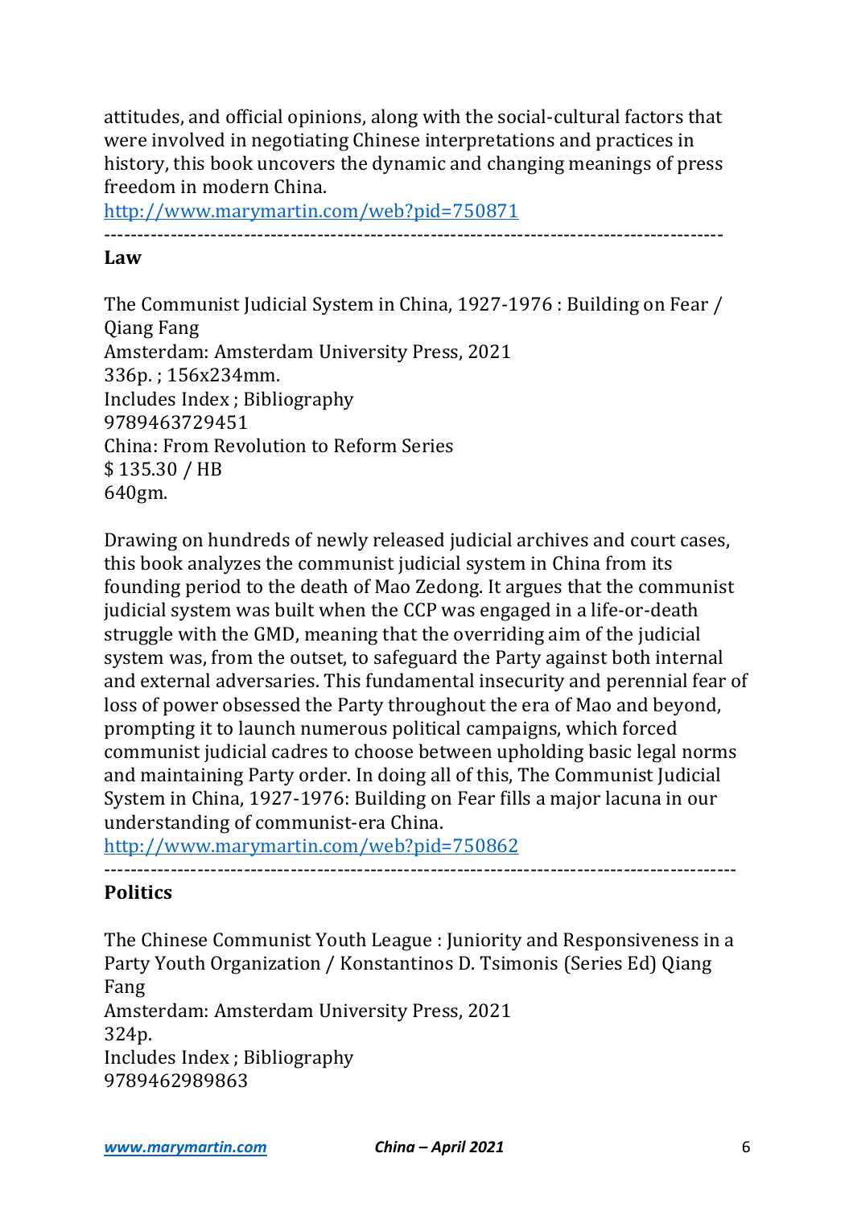attitudes, and official opinions, along with the social-cultural factors that were involved in negotiating Chinese interpretations and practices in history, this book uncovers the dynamic and changing meanings of press freedom in modern China.

http://www.marymartin.com/web?pid=750871

---

**Law**

The Communist Judicial System in China, 1927-1976 : Building on Fear / Qiang Fang
Amsterdam: Amsterdam University Press, 2021
336p. ; 156x234mm.
Includes Index ; Bibliography
9789463729451
China: From Revolution to Reform Series
$ 135.30 / HB
640gm.

Drawing on hundreds of newly released judicial archives and court cases, this book analyzes the communist judicial system in China from its founding period to the death of Mao Zedong. It argues that the communist judicial system was built when the CCP was engaged in a life-or-death struggle with the GMD, meaning that the overriding aim of the judicial system was, from the outset, to safeguard the Party against both internal and external adversaries. This fundamental insecurity and perennial fear of loss of power obsessed the Party throughout the era of Mao and beyond, prompting it to launch numerous political campaigns, which forced communist judicial cadres to choose between upholding basic legal norms and maintaining Party order. In doing all of this, The Communist Judicial System in China, 1927-1976: Building on Fear fills a major lacuna in our understanding of communist-era China.

http://www.marymartin.com/web?pid=750862

---

**Politics**

The Chinese Communist Youth League : Juniority and Responsiveness in a Party Youth Organization / Konstantinos D. Tsimonis (Series Ed) Qiang Fang
Amsterdam: Amsterdam University Press, 2021
324p.
Includes Index ; Bibliography
9789462989863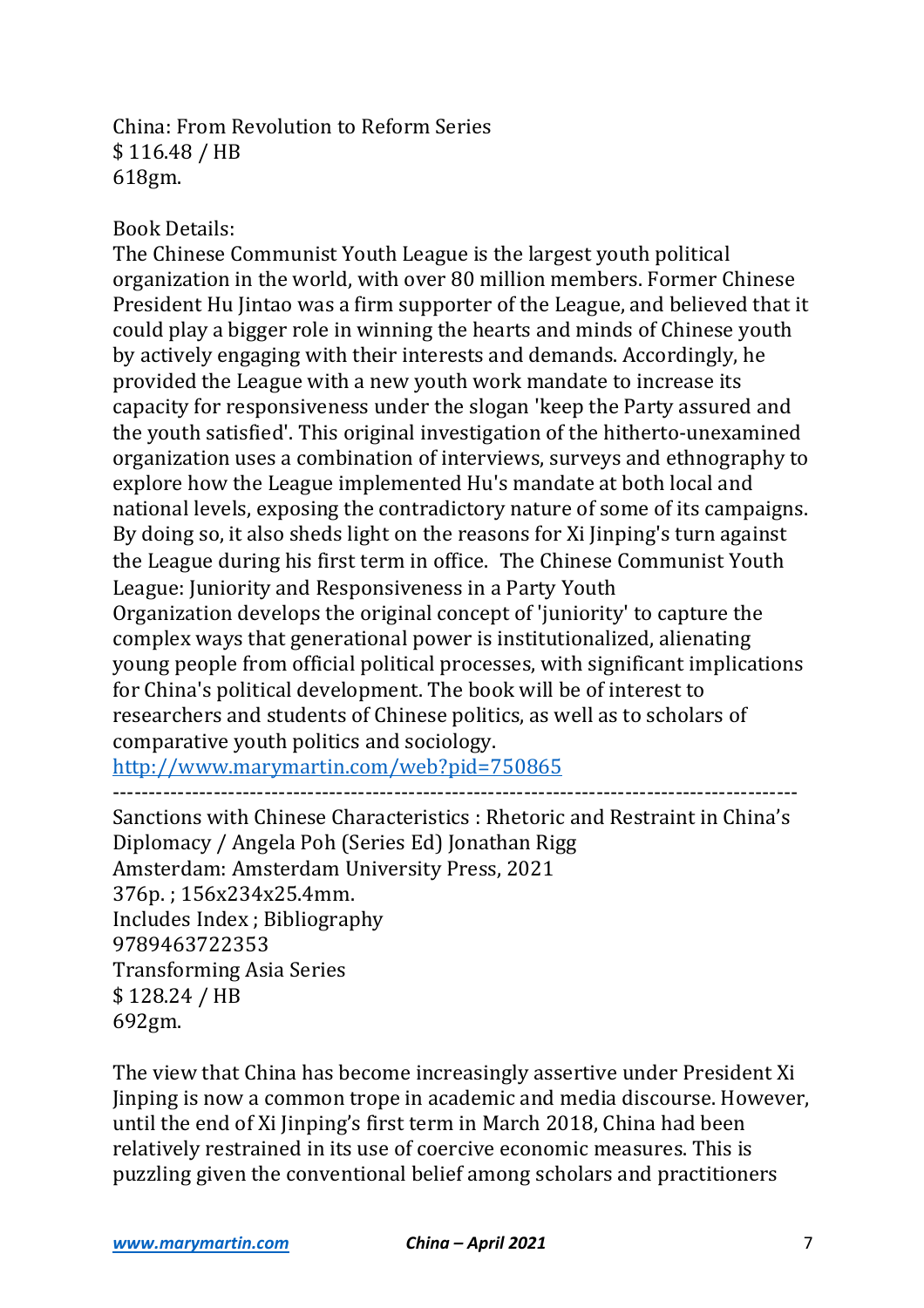China: From Revolution to Reform Series
$ 116.48 / HB
618gm.

Book Details:
The Chinese Communist Youth League is the largest youth political organization in the world, with over 80 million members. Former Chinese President Hu Jintao was a firm supporter of the League, and believed that it could play a bigger role in winning the hearts and minds of Chinese youth by actively engaging with their interests and demands. Accordingly, he provided the League with a new youth work mandate to increase its capacity for responsiveness under the slogan 'keep the Party assured and the youth satisfied'. This original investigation of the hitherto-unexamined organization uses a combination of interviews, surveys and ethnography to explore how the League implemented Hu's mandate at both local and national levels, exposing the contradictory nature of some of its campaigns. By doing so, it also sheds light on the reasons for Xi Jinping's turn against the League during his first term in office. The Chinese Communist Youth League: Juniority and Responsiveness in a Party Youth Organization develops the original concept of 'juniority' to capture the complex ways that generational power is institutionalized, alienating young people from official political processes, with significant implications for China's political development. The book will be of interest to researchers and students of Chinese politics, as well as to scholars of comparative youth politics and sociology.
http://www.marymartin.com/web?pid=750865

---

Sanctions with Chinese Characteristics : Rhetoric and Restraint in China's Diplomacy / Angela Poh (Series Ed) Jonathan Rigg
Amsterdam: Amsterdam University Press, 2021
376p. ; 156x234x25.4mm.
Includes Index ; Bibliography
9789463722353
Transforming Asia Series
$ 128.24 / HB
692gm.

The view that China has become increasingly assertive under President Xi Jinping is now a common trope in academic and media discourse. However, until the end of Xi Jinping's first term in March 2018, China had been relatively restrained in its use of coercive economic measures. This is puzzling given the conventional belief among scholars and practitioners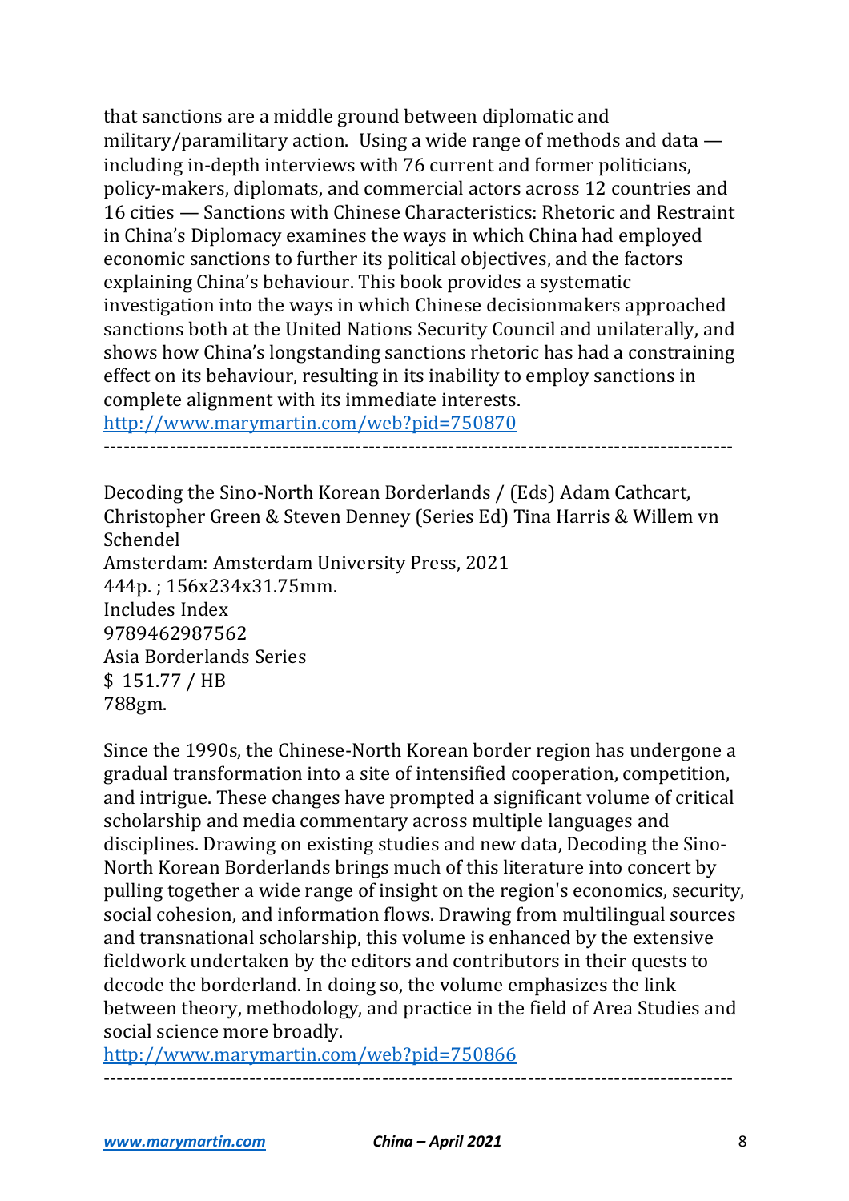that sanctions are a middle ground between diplomatic and military/paramilitary action. Using a wide range of methods and data — including in-depth interviews with 76 current and former politicians, policy-makers, diplomats, and commercial actors across 12 countries and 16 cities — Sanctions with Chinese Characteristics: Rhetoric and Restraint in China's Diplomacy examines the ways in which China had employed economic sanctions to further its political objectives, and the factors explaining China's behaviour. This book provides a systematic investigation into the ways in which Chinese decisionmakers approached sanctions both at the United Nations Security Council and unilaterally, and shows how China's longstanding sanctions rhetoric has had a constraining effect on its behaviour, resulting in its inability to employ sanctions in complete alignment with its immediate interests.
http://www.marymartin.com/web?pid=750870

---

Decoding the Sino-North Korean Borderlands / (Eds) Adam Cathcart, Christopher Green & Steven Denney (Series Ed) Tina Harris & Willem vn Schendel
Amsterdam: Amsterdam University Press, 2021
444p. ; 156x234x31.75mm.
Includes Index
9789462987562
Asia Borderlands Series
$ 151.77 / HB
788gm.

Since the 1990s, the Chinese-North Korean border region has undergone a gradual transformation into a site of intensified cooperation, competition, and intrigue. These changes have prompted a significant volume of critical scholarship and media commentary across multiple languages and disciplines. Drawing on existing studies and new data, Decoding the Sino-North Korean Borderlands brings much of this literature into concert by pulling together a wide range of insight on the region's economics, security, social cohesion, and information flows. Drawing from multilingual sources and transnational scholarship, this volume is enhanced by the extensive fieldwork undertaken by the editors and contributors in their quests to decode the borderland. In doing so, the volume emphasizes the link between theory, methodology, and practice in the field of Area Studies and social science more broadly.
http://www.marymartin.com/web?pid=750866

---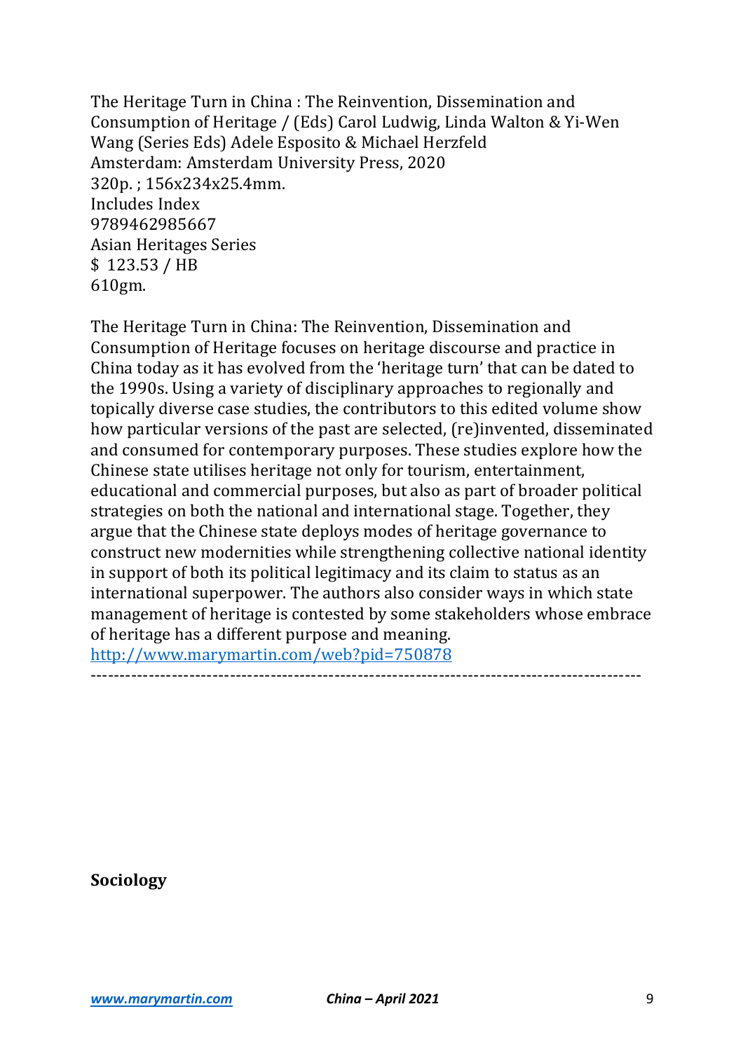The Heritage Turn in China : The Reinvention, Dissemination and Consumption of Heritage / (Eds) Carol Ludwig, Linda Walton & Yi-Wen Wang (Series Eds) Adele Esposito & Michael Herzfeld
Amsterdam: Amsterdam University Press, 2020
320p. ; 156x234x25.4mm.
Includes Index
9789462985667
Asian Heritages Series
$ 123.53 / HB
610gm.

The Heritage Turn in China: The Reinvention, Dissemination and Consumption of Heritage focuses on heritage discourse and practice in China today as it has evolved from the 'heritage turn' that can be dated to the 1990s. Using a variety of disciplinary approaches to regionally and topically diverse case studies, the contributors to this edited volume show how particular versions of the past are selected, (re)invented, disseminated and consumed for contemporary purposes. These studies explore how the Chinese state utilises heritage not only for tourism, entertainment, educational and commercial purposes, but also as part of broader political strategies on both the national and international stage. Together, they argue that the Chinese state deploys modes of heritage governance to construct new modernities while strengthening collective national identity in support of both its political legitimacy and its claim to status as an international superpower. The authors also consider ways in which state management of heritage is contested by some stakeholders whose embrace of heritage has a different purpose and meaning.
http://www.marymartin.com/web?pid=750878

---

**Sociology**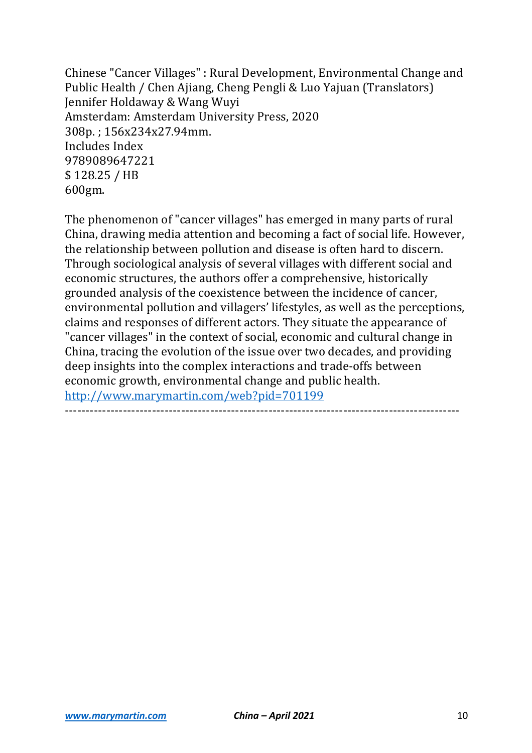Chinese "Cancer Villages" : Rural Development, Environmental Change and Public Health / Chen Ajiang, Cheng Pengli & Luo Yajuan (Translators) Jennifer Holdaway & Wang Wuyi
Amsterdam: Amsterdam University Press, 2020
308p. ; 156x234x27.94mm.
Includes Index
9789089647221
$ 128.25 / HB
600gm.

The phenomenon of "cancer villages" has emerged in many parts of rural China, drawing media attention and becoming a fact of social life. However, the relationship between pollution and disease is often hard to discern. Through sociological analysis of several villages with different social and economic structures, the authors offer a comprehensive, historically grounded analysis of the coexistence between the incidence of cancer, environmental pollution and villagers' lifestyles, as well as the perceptions, claims and responses of different actors. They situate the appearance of "cancer villages" in the context of social, economic and cultural change in China, tracing the evolution of the issue over two decades, and providing deep insights into the complex interactions and trade-offs between economic growth, environmental change and public health.
http://www.marymartin.com/web?pid=701199

---------------------------------------------------------------------------------------------